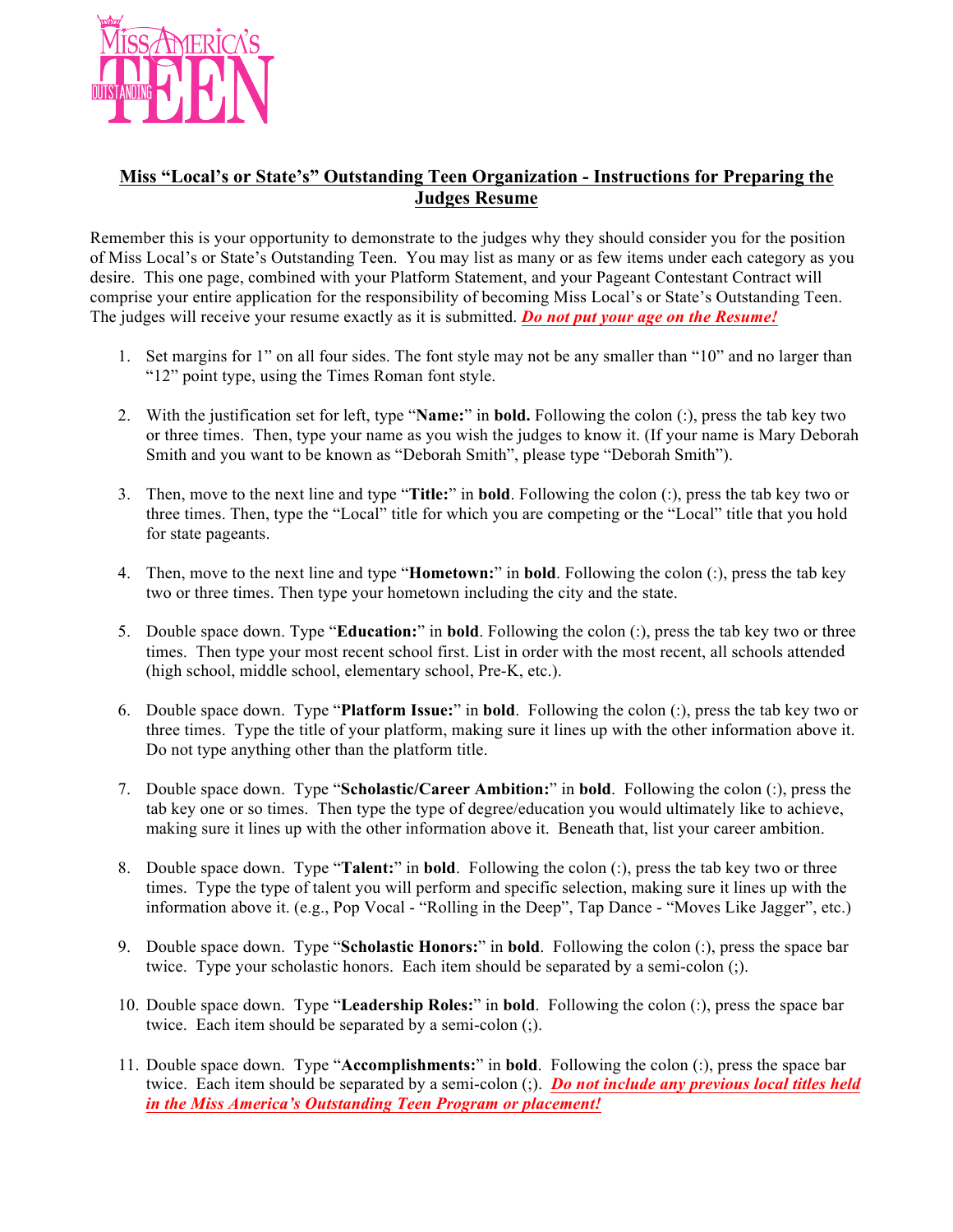## Miss "Local's or State's" Outstanding Teen Organization - Instructions for Preparing the Judges Resume

Remember this is your opportunity to demonstrate to the judges why they should consider you for the position of Miss Local's or State's Outstanding Teen. You may list as many or as few items under each category as you desire. This one page, combined with your Platform Statement, and your Pageant Contestant Contract will comprise your entire application for the responsibility of becoming Miss Local's or State's Outstanding Teen. The judges will receive your resume exactly as it is submitted. ***Do not put your age on the Resume!***

1. Set margins for 1" on all four sides. The font style may not be any smaller than "10" and no larger than "12" point type, using the Times Roman font style.

2. With the justification set for left, type "**Name:**" in **bold.** Following the colon (:), press the tab key two or three times. Then, type your name as you wish the judges to know it. (If your name is Mary Deborah Smith and you want to be known as "Deborah Smith", please type "Deborah Smith").

3. Then, move to the next line and type "**Title:**" in **bold**. Following the colon (:), press the tab key two or three times. Then, type the "Local" title for which you are competing or the "Local" title that you hold for state pageants.

4. Then, move to the next line and type "**Hometown:**" in **bold**. Following the colon (:), press the tab key two or three times. Then type your hometown including the city and the state.

5. Double space down. Type "**Education:**" in **bold**. Following the colon (:), press the tab key two or three times. Then type your most recent school first. List in order with the most recent, all schools attended (high school, middle school, elementary school, Pre-K, etc.).

6. Double space down. Type "**Platform Issue:**" in **bold**. Following the colon (:), press the tab key two or three times. Type the title of your platform, making sure it lines up with the other information above it. Do not type anything other than the platform title.

7. Double space down. Type "**Scholastic/Career Ambition:**" in **bold**. Following the colon (:), press the tab key one or so times. Then type the type of degree/education you would ultimately like to achieve, making sure it lines up with the other information above it. Beneath that, list your career ambition.

8. Double space down. Type "**Talent:**" in **bold**. Following the colon (:), press the tab key two or three times. Type the type of talent you will perform and specific selection, making sure it lines up with the information above it. (e.g., Pop Vocal - "Rolling in the Deep", Tap Dance - "Moves Like Jagger", etc.)

9. Double space down. Type "**Scholastic Honors:**" in **bold**. Following the colon (:), press the space bar twice. Type your scholastic honors. Each item should be separated by a semi-colon (;).

10. Double space down. Type "**Leadership Roles:**" in **bold**. Following the colon (:), press the space bar twice. Each item should be separated by a semi-colon (;).

11. Double space down. Type "**Accomplishments:**" in **bold**. Following the colon (:), press the space bar twice. Each item should be separated by a semi-colon (;). ***Do not include any previous local titles held in the Miss America's Outstanding Teen Program or placement!***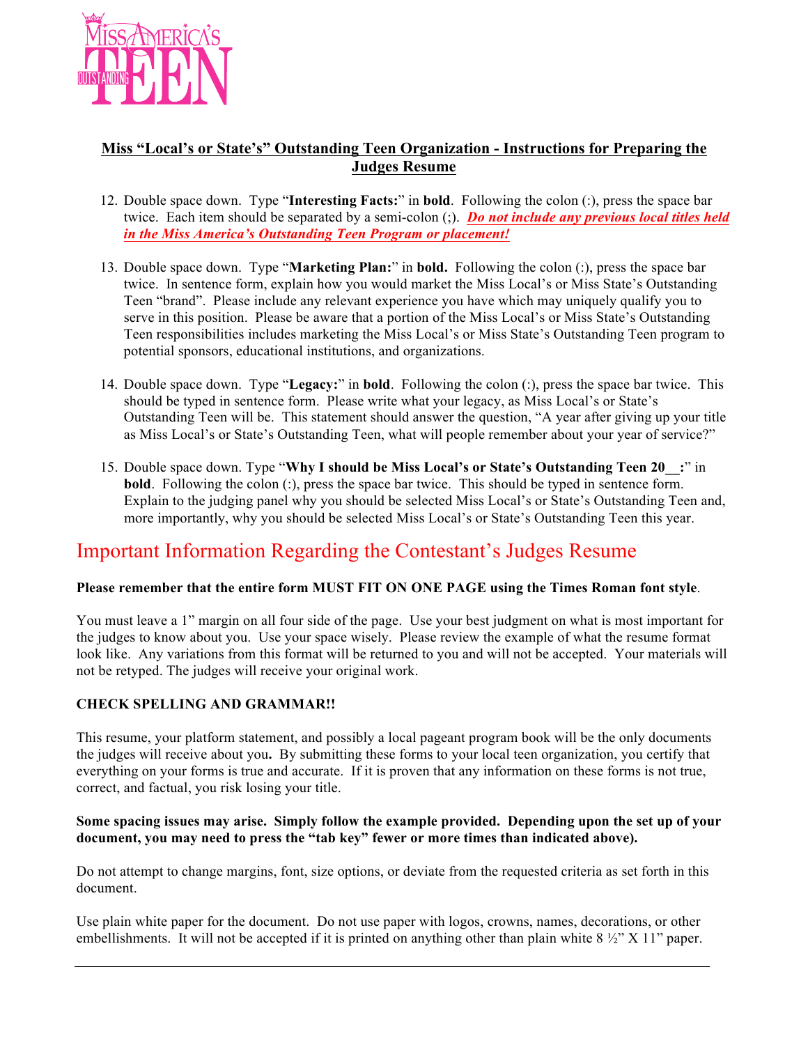## Miss "Local's or State's" Outstanding Teen Organization - Instructions for Preparing the Judges Resume

12. Double space down. Type "**Interesting Facts:**" in **bold**. Following the colon (:), press the space bar twice. Each item should be separated by a semi-colon (;). ***Do not include any previous local titles held in the Miss America's Outstanding Teen Program or placement!***

13. Double space down. Type "**Marketing Plan:**" in **bold.** Following the colon (:), press the space bar twice. In sentence form, explain how you would market the Miss Local's or Miss State's Outstanding Teen "brand". Please include any relevant experience you have which may uniquely qualify you to serve in this position. Please be aware that a portion of the Miss Local's or Miss State's Outstanding Teen responsibilities includes marketing the Miss Local's or Miss State's Outstanding Teen program to potential sponsors, educational institutions, and organizations.

14. Double space down. Type "**Legacy:**" in **bold**. Following the colon (:), press the space bar twice. This should be typed in sentence form. Please write what your legacy, as Miss Local's or State's Outstanding Teen will be. This statement should answer the question, "A year after giving up your title as Miss Local's or State's Outstanding Teen, what will people remember about your year of service?"

15. Double space down. Type "**Why I should be Miss Local's or State's Outstanding Teen 20__:**" in **bold**. Following the colon (:), press the space bar twice. This should be typed in sentence form. Explain to the judging panel why you should be selected Miss Local's or State's Outstanding Teen and, more importantly, why you should be selected Miss Local's or State's Outstanding Teen this year.

# Important Information Regarding the Contestant's Judges Resume

**Please remember that the entire form MUST FIT ON ONE PAGE using the Times Roman font style**.

You must leave a 1" margin on all four side of the page. Use your best judgment on what is most important for the judges to know about you. Use your space wisely. Please review the example of what the resume format look like. Any variations from this format will be returned to you and will not be accepted. Your materials will not be retyped. The judges will receive your original work.

**CHECK SPELLING AND GRAMMAR!!**

This resume, your platform statement, and possibly a local pageant program book will be the only documents the judges will receive about you**.** By submitting these forms to your local teen organization, you certify that everything on your forms is true and accurate. If it is proven that any information on these forms is not true, correct, and factual, you risk losing your title.

**Some spacing issues may arise. Simply follow the example provided. Depending upon the set up of your document, you may need to press the "tab key" fewer or more times than indicated above).**

Do not attempt to change margins, font, size options, or deviate from the requested criteria as set forth in this document.

Use plain white paper for the document. Do not use paper with logos, crowns, names, decorations, or other embellishments. It will not be accepted if it is printed on anything other than plain white 8 ½" X 11" paper.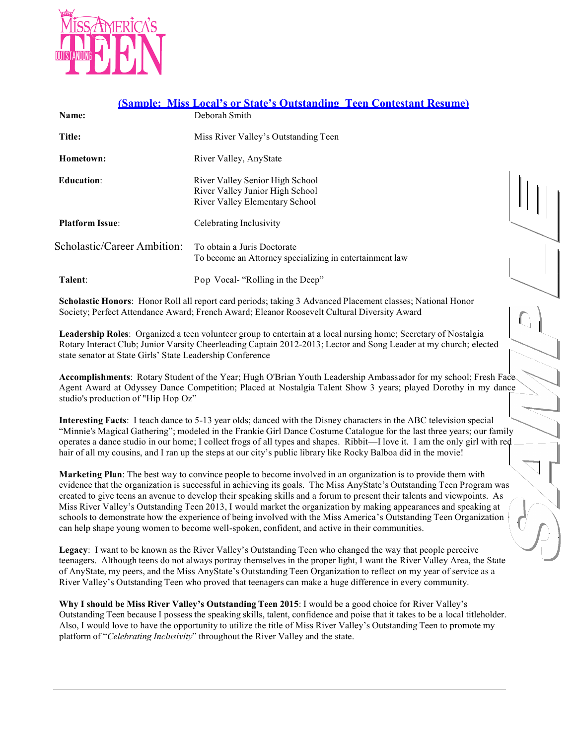## (Sample: Miss Local's or State's Outstanding Teen Contestant Resume)

| | |
|---|---|
| **Name:** | Deborah Smith |
| **Title:** | Miss River Valley's Outstanding Teen |
| **Hometown:** | River Valley, AnyState |
| **Education:** | River Valley Senior High School<br>River Valley Junior High School<br>River Valley Elementary School |
| **Platform Issue:** | Celebrating Inclusivity |
| Scholastic/Career Ambition: | To obtain a Juris Doctorate<br>To become an Attorney specializing in entertainment law |
| **Talent:** | Pop Vocal- "Rolling in the Deep" |

**Scholastic Honors**: Honor Roll all report card periods; taking 3 Advanced Placement classes; National Honor Society; Perfect Attendance Award; French Award; Eleanor Roosevelt Cultural Diversity Award

**Leadership Roles**: Organized a teen volunteer group to entertain at a local nursing home; Secretary of Nostalgia Rotary Interact Club; Junior Varsity Cheerleading Captain 2012-2013; Lector and Song Leader at my church; elected state senator at State Girls' State Leadership Conference

**Accomplishments**: Rotary Student of the Year; Hugh O'Brian Youth Leadership Ambassador for my school; Fresh Face Agent Award at Odyssey Dance Competition; Placed at Nostalgia Talent Show 3 years; played Dorothy in my dance studio's production of "Hip Hop Oz"

**Interesting Facts**: I teach dance to 5-13 year olds; danced with the Disney characters in the ABC television special "Minnie's Magical Gathering"; modeled in the Frankie Girl Dance Costume Catalogue for the last three years; our family operates a dance studio in our home; I collect frogs of all types and shapes. Ribbit—I love it. I am the only girl with red hair of all my cousins, and I ran up the steps at our city's public library like Rocky Balboa did in the movie!

**Marketing Plan**: The best way to convince people to become involved in an organization is to provide them with evidence that the organization is successful in achieving its goals. The Miss AnyState's Outstanding Teen Program was created to give teens an avenue to develop their speaking skills and a forum to present their talents and viewpoints. As Miss River Valley's Outstanding Teen 2013, I would market the organization by making appearances and speaking at schools to demonstrate how the experience of being involved with the Miss America's Outstanding Teen Organization can help shape young women to become well-spoken, confident, and active in their communities.

**Legacy**: I want to be known as the River Valley's Outstanding Teen who changed the way that people perceive teenagers. Although teens do not always portray themselves in the proper light, I want the River Valley Area, the State of AnyState, my peers, and the Miss AnyState's Outstanding Teen Organization to reflect on my year of service as a River Valley's Outstanding Teen who proved that teenagers can make a huge difference in every community.

**Why I should be Miss River Valley's Outstanding Teen 2015**: I would be a good choice for River Valley's Outstanding Teen because I possess the speaking skills, talent, confidence and poise that it takes to be a local titleholder. Also, I would love to have the opportunity to utilize the title of Miss River Valley's Outstanding Teen to promote my platform of "*Celebrating Inclusivity*" throughout the River Valley and the state.